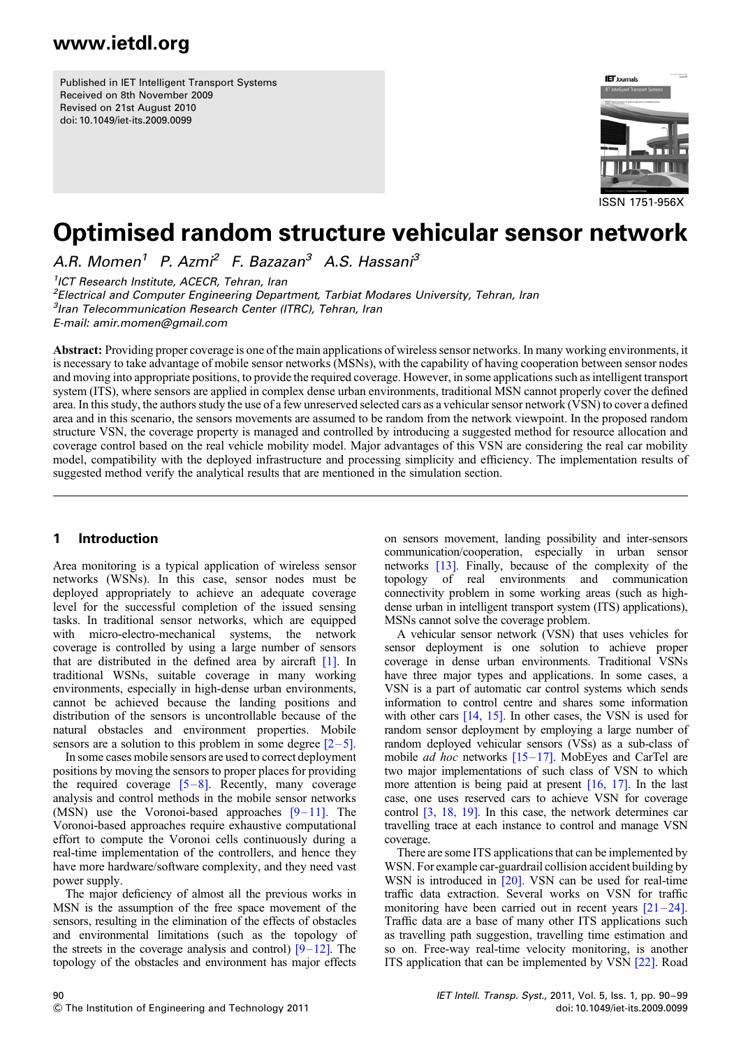www.ietdl.org

Published in IET Intelligent Transport Systems
Received on 8th November 2009
Revised on 21st August 2010
doi: 10.1049/iet-its.2009.0099

ISSN 1751-956X

# Optimised random structure vehicular sensor network

*A.R. Momen[1] P. Azmi[2] F. Bazazan[3] A.S. Hassani[3]*

[1]ICT Research Institute, ACECR, Tehran, Iran
[2]Electrical and Computer Engineering Department, Tarbiat Modares University, Tehran, Iran
[3]Iran Telecommunication Research Center (ITRC), Tehran, Iran
E-mail: amir.momen@gmail.com

**Abstract:** Providing proper coverage is one of the main applications of wireless sensor networks. In many working environments, it is necessary to take advantage of mobile sensor networks (MSNs), with the capability of having cooperation between sensor nodes and moving into appropriate positions, to provide the required coverage. However, in some applications such as intelligent transport system (ITS), where sensors are applied in complex dense urban environments, traditional MSN cannot properly cover the defined area. In this study, the authors study the use of a few unreserved selected cars as a vehicular sensor network (VSN) to cover a defined area and in this scenario, the sensors movements are assumed to be random from the network viewpoint. In the proposed random structure VSN, the coverage property is managed and controlled by introducing a suggested method for resource allocation and coverage control based on the real vehicle mobility model. Major advantages of this VSN are considering the real car mobility model, compatibility with the deployed infrastructure and processing simplicity and efficiency. The implementation results of suggested method verify the analytical results that are mentioned in the simulation section.

## 1 Introduction

Area monitoring is a typical application of wireless sensor networks (WSNs). In this case, sensor nodes must be deployed appropriately to achieve an adequate coverage level for the successful completion of the issued sensing tasks. In traditional sensor networks, which are equipped with micro-electro-mechanical systems, the network coverage is controlled by using a large number of sensors that are distributed in the defined area by aircraft [1]. In traditional WSNs, suitable coverage in many working environments, especially in high-dense urban environments, cannot be achieved because the landing positions and distribution of the sensors is uncontrollable because of the natural obstacles and environment properties. Mobile sensors are a solution to this problem in some degree [2–5].

In some cases mobile sensors are used to correct deployment positions by moving the sensors to proper places for providing the required coverage [5–8]. Recently, many coverage analysis and control methods in the mobile sensor networks (MSN) use the Voronoi-based approaches [9–11]. The Voronoi-based approaches require exhaustive computational effort to compute the Voronoi cells continuously during a real-time implementation of the controllers, and hence they have more hardware/software complexity, and they need vast power supply.

The major deficiency of almost all the previous works in MSN is the assumption of the free space movement of the sensors, resulting in the elimination of the effects of obstacles and environmental limitations (such as the topology of the streets in the coverage analysis and control) [9–12]. The topology of the obstacles and environment has major effects on sensors movement, landing possibility and inter-sensors communication/cooperation, especially in urban sensor networks [13]. Finally, because of the complexity of the topology of real environments and communication connectivity problem in some working areas (such as high-dense urban in intelligent transport system (ITS) applications), MSNs cannot solve the coverage problem.

A vehicular sensor network (VSN) that uses vehicles for sensor deployment is one solution to achieve proper coverage in dense urban environments. Traditional VSNs have three major types and applications. In some cases, a VSN is a part of automatic car control systems which sends information to control centre and shares some information with other cars [14, 15]. In other cases, the VSN is used for random sensor deployment by employing a large number of random deployed vehicular sensors (VSs) as a sub-class of mobile *ad hoc* networks [15–17]. MobEyes and CarTel are two major implementations of such class of VSN to which more attention is being paid at present [16, 17]. In the last case, one uses reserved cars to achieve VSN for coverage control [3, 18, 19]. In this case, the network determines car travelling trace at each instance to control and manage VSN coverage.

There are some ITS applications that can be implemented by WSN. For example car-guardrail collision accident building by WSN is introduced in [20]. VSN can be used for real-time traffic data extraction. Several works on VSN for traffic monitoring have been carried out in recent years [21–24]. Traffic data are a base of many other ITS applications such as travelling path suggestion, travelling time estimation and so on. Free-way real-time velocity monitoring, is another ITS application that can be implemented by VSN [22]. Road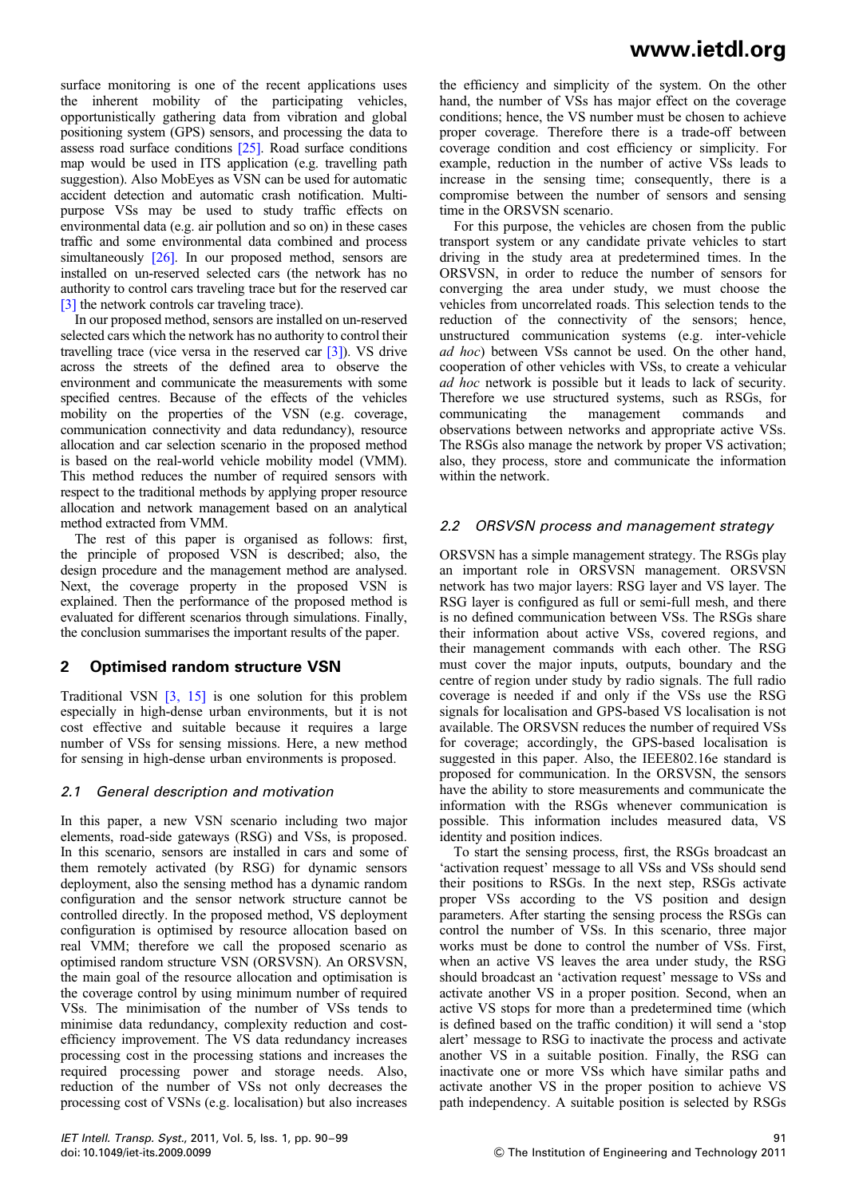surface monitoring is one of the recent applications uses the inherent mobility of the participating vehicles, opportunistically gathering data from vibration and global positioning system (GPS) sensors, and processing the data to assess road surface conditions [25]. Road surface conditions map would be used in ITS application (e.g. travelling path suggestion). Also MobEyes as VSN can be used for automatic accident detection and automatic crash notification. Multi-purpose VSs may be used to study traffic effects on environmental data (e.g. air pollution and so on) in these cases traffic and some environmental data combined and process simultaneously [26]. In our proposed method, sensors are installed on un-reserved selected cars (the network has no authority to control cars traveling trace but for the reserved car [3] the network controls car traveling trace).

In our proposed method, sensors are installed on un-reserved selected cars which the network has no authority to control their travelling trace (vice versa in the reserved car [3]). VS drive across the streets of the defined area to observe the environment and communicate the measurements with some specified centres. Because of the effects of the vehicles mobility on the properties of the VSN (e.g. coverage, communication connectivity and data redundancy), resource allocation and car selection scenario in the proposed method is based on the real-world vehicle mobility model (VMM). This method reduces the number of required sensors with respect to the traditional methods by applying proper resource allocation and network management based on an analytical method extracted from VMM.

The rest of this paper is organised as follows: first, the principle of proposed VSN is described; also, the design procedure and the management method are analysed. Next, the coverage property in the proposed VSN is explained. Then the performance of the proposed method is evaluated for different scenarios through simulations. Finally, the conclusion summarises the important results of the paper.

## 2 Optimised random structure VSN

Traditional VSN [3, 15] is one solution for this problem especially in high-dense urban environments, but it is not cost effective and suitable because it requires a large number of VSs for sensing missions. Here, a new method for sensing in high-dense urban environments is proposed.

### 2.1 General description and motivation

In this paper, a new VSN scenario including two major elements, road-side gateways (RSG) and VSs, is proposed. In this scenario, sensors are installed in cars and some of them remotely activated (by RSG) for dynamic sensors deployment, also the sensing method has a dynamic random configuration and the sensor network structure cannot be controlled directly. In the proposed method, VS deployment configuration is optimised by resource allocation based on real VMM; therefore we call the proposed scenario as optimised random structure VSN (ORSVSN). An ORSVSN, the main goal of the resource allocation and optimisation is the coverage control by using minimum number of required VSs. The minimisation of the number of VSs tends to minimise data redundancy, complexity reduction and cost-efficiency improvement. The VS data redundancy increases processing cost in the processing stations and increases the required processing power and storage needs. Also, reduction of the number of VSs not only decreases the processing cost of VSNs (e.g. localisation) but also increases the efficiency and simplicity of the system. On the other hand, the number of VSs has major effect on the coverage conditions; hence, the VS number must be chosen to achieve proper coverage. Therefore there is a trade-off between coverage condition and cost efficiency or simplicity. For example, reduction in the number of active VSs leads to increase in the sensing time; consequently, there is a compromise between the number of sensors and sensing time in the ORSVSN scenario.

For this purpose, the vehicles are chosen from the public transport system or any candidate private vehicles to start driving in the study area at predetermined times. In the ORSVSN, in order to reduce the number of sensors for converging the area under study, we must choose the vehicles from uncorrelated roads. This selection tends to the reduction of the connectivity of the sensors; hence, unstructured communication systems (e.g. inter-vehicle *ad hoc*) between VSs cannot be used. On the other hand, cooperation of other vehicles with VSs, to create a vehicular *ad hoc* network is possible but it leads to lack of security. Therefore we use structured systems, such as RSGs, for communicating the management commands and observations between networks and appropriate active VSs. The RSGs also manage the network by proper VS activation; also, they process, store and communicate the information within the network.

### 2.2 ORSVSN process and management strategy

ORSVSN has a simple management strategy. The RSGs play an important role in ORSVSN management. ORSVSN network has two major layers: RSG layer and VS layer. The RSG layer is configured as full or semi-full mesh, and there is no defined communication between VSs. The RSGs share their information about active VSs, covered regions, and their management commands with each other. The RSG must cover the major inputs, outputs, boundary and the centre of region under study by radio signals. The full radio coverage is needed if and only if the VSs use the RSG signals for localisation and GPS-based VS localisation is not available. The ORSVSN reduces the number of required VSs for coverage; accordingly, the GPS-based localisation is suggested in this paper. Also, the IEEE802.16e standard is proposed for communication. In the ORSVSN, the sensors have the ability to store measurements and communicate the information with the RSGs whenever communication is possible. This information includes measured data, VS identity and position indices.

To start the sensing process, first, the RSGs broadcast an 'activation request' message to all VSs and VSs should send their positions to RSGs. In the next step, RSGs activate proper VSs according to the VS position and design parameters. After starting the sensing process the RSGs can control the number of VSs. In this scenario, three major works must be done to control the number of VSs. First, when an active VS leaves the area under study, the RSG should broadcast an 'activation request' message to VSs and activate another VS in a proper position. Second, when an active VS stops for more than a predetermined time (which is defined based on the traffic condition) it will send a 'stop alert' message to RSG to inactivate the process and activate another VS in a suitable position. Finally, the RSG can inactivate one or more VSs which have similar paths and activate another VS in the proper position to achieve VS path independency. A suitable position is selected by RSGs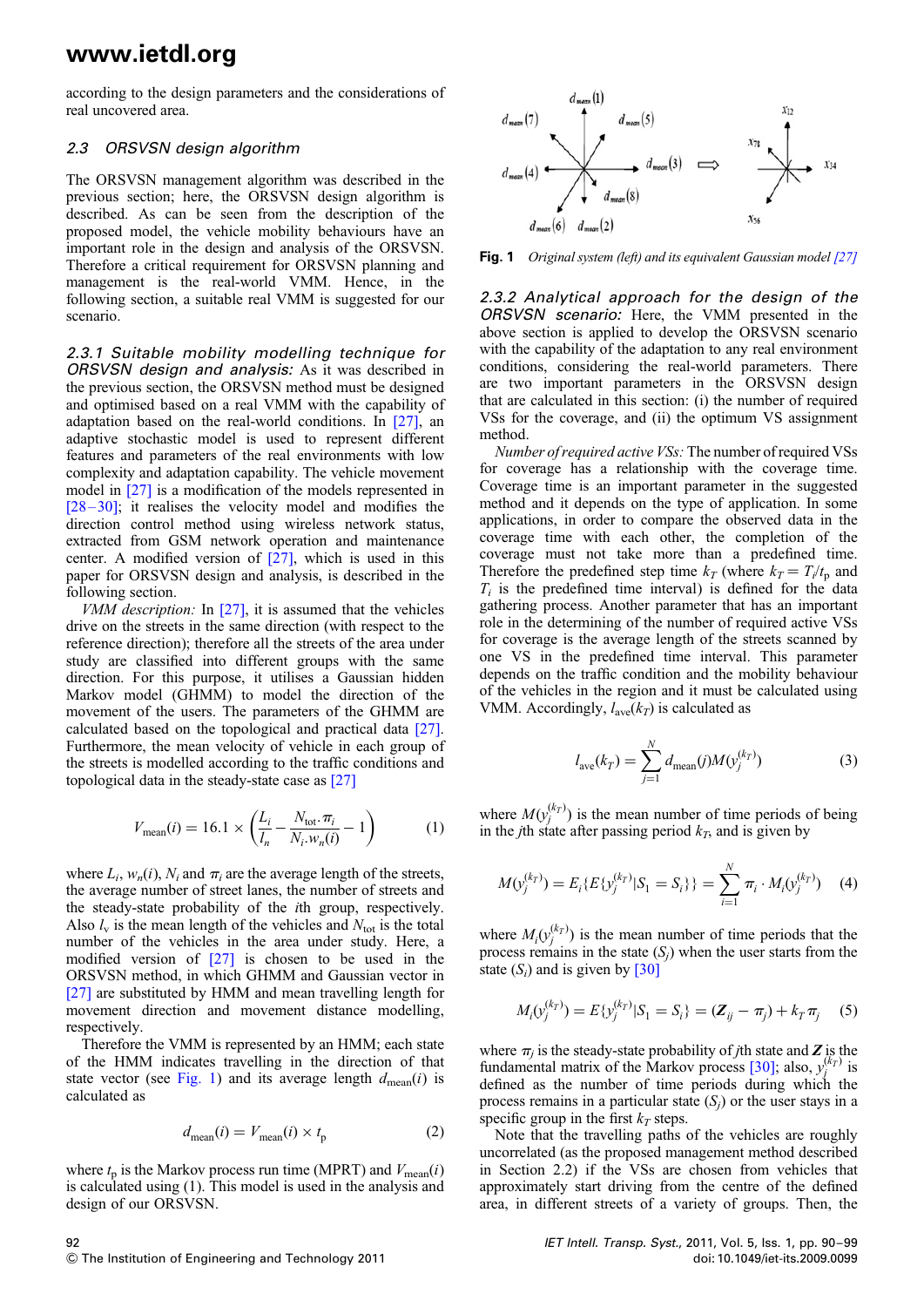according to the design parameters and the considerations of real uncovered area.

### 2.3 ORSVSN design algorithm

The ORSVSN management algorithm was described in the previous section; here, the ORSVSN design algorithm is described. As can be seen from the description of the proposed model, the vehicle mobility behaviours have an important role in the design and analysis of the ORSVSN. Therefore a critical requirement for ORSVSN planning and management is the real-world VMM. Hence, in the following section, a suitable real VMM is suggested for our scenario.

#### 2.3.1 Suitable mobility modelling technique for ORSVSN design and analysis:

As it was described in the previous section, the ORSVSN method must be designed and optimised based on a real VMM with the capability of adaptation based on the real-world conditions. In [27], an adaptive stochastic model is used to represent different features and parameters of the real environments with low complexity and adaptation capability. The vehicle movement model in [27] is a modification of the models represented in [28–30]; it realises the velocity model and modifies the direction control method using wireless network status, extracted from GSM network operation and maintenance center. A modified version of [27], which is used in this paper for ORSVSN design and analysis, is described in the following section.

*VMM description:* In [27], it is assumed that the vehicles drive on the streets in the same direction (with respect to the reference direction); therefore all the streets of the area under study are classified into different groups with the same direction. For this purpose, it utilises a Gaussian hidden Markov model (GHMM) to model the direction of the movement of the users. The parameters of the GHMM are calculated based on the topological and practical data [27]. Furthermore, the mean velocity of vehicle in each group of the streets is modelled according to the traffic conditions and topological data in the steady-state case as [27]

$$V_{\text{mean}}(i) = 16.1 \times \left( \frac{L_i}{l_n} - \frac{N_{\text{tot}} \cdot \pi_i}{N_i \cdot w_n(i)} - 1 \right) \tag{1}$$

where $L_i$, $w_n(i)$, $N_i$ and $\pi_i$ are the average length of the streets, the average number of street lanes, the number of streets and the steady-state probability of the $i$th group, respectively. Also $l_v$ is the mean length of the vehicles and $N_{\text{tot}}$ is the total number of the vehicles in the area under study. Here, a modified version of [27] is chosen to be used in the ORSVSN method, in which GHMM and Gaussian vector in [27] are substituted by HMM and mean travelling length for movement direction and movement distance modelling, respectively.

Therefore the VMM is represented by an HMM; each state of the HMM indicates travelling in the direction of that state vector (see Fig. 1) and its average length $d_{\text{mean}}(i)$ is calculated as

$$d_{\text{mean}}(i) = V_{\text{mean}}(i) \times t_{\text{p}} \tag{2}$$

where $t_{\text{p}}$ is the Markov process run time (MPRT) and $V_{\text{mean}}(i)$ is calculated using (1). This model is used in the analysis and design of our ORSVSN.

**Fig. 1** *Original system (left) and its equivalent Gaussian model [27]*

#### 2.3.2 Analytical approach for the design of the ORSVSN scenario:

Here, the VMM presented in the above section is applied to develop the ORSVSN scenario with the capability of the adaptation to any real environment conditions, considering the real-world parameters. There are two important parameters in the ORSVSN design that are calculated in this section: (i) the number of required VSs for the coverage, and (ii) the optimum VS assignment method.

*Number of required active VSs:* The number of required VSs for coverage has a relationship with the coverage time. Coverage time is an important parameter in the suggested method and it depends on the type of application. In some applications, in order to compare the observed data in the coverage time with each other, the completion of the coverage must not take more than a predefined time. Therefore the predefined step time $k_T$ (where $k_T = T_i/t_{\text{p}}$ and $T_i$ is the predefined time interval) is defined for the data gathering process. Another parameter that has an important role in the determining of the number of required active VSs for coverage is the average length of the streets scanned by one VS in the predefined time interval. This parameter depends on the traffic condition and the mobility behaviour of the vehicles in the region and it must be calculated using VMM. Accordingly, $l_{\text{ave}}(k_T)$ is calculated as

$$l_{\text{ave}}(k_T) = \sum_{j=1}^{N} d_{\text{mean}}(j) M(y_j^{(k_T)}) \tag{3}$$

where $M(y_j^{(k_T)})$ is the mean number of time periods of being in the $j$th state after passing period $k_T$, and is given by

$$M(y_j^{(k_T)}) = E_i\{E\{y_j^{(k_T)} | S_1 = S_i\}\} = \sum_{i=1}^{N} \pi_i \cdot M_i(y_j^{(k_T)}) \tag{4}$$

where $M_i(y_j^{(k_T)})$ is the mean number of time periods that the process remains in the state $(S_j)$ when the user starts from the state $(S_i)$ and is given by [30]

$$M_i(y_j^{(k_T)}) = E\{y_j^{(k_T)} | S_1 = S_i\} = (\boldsymbol{Z}_{ij} - \pi_j) + k_T \pi_j \tag{5}$$

where $\pi_j$ is the steady-state probability of $j$th state and $\boldsymbol{Z}$ is the fundamental matrix of the Markov process [30]; also, $y_j^{(k_T)}$ is defined as the number of time periods during which the process remains in a particular state $(S_j)$ or the user stays in a specific group in the first $k_T$ steps.

Note that the travelling paths of the vehicles are roughly uncorrelated (as the proposed management method described in Section 2.2) if the VSs are chosen from vehicles that approximately start driving from the centre of the defined area, in different streets of a variety of groups. Then, the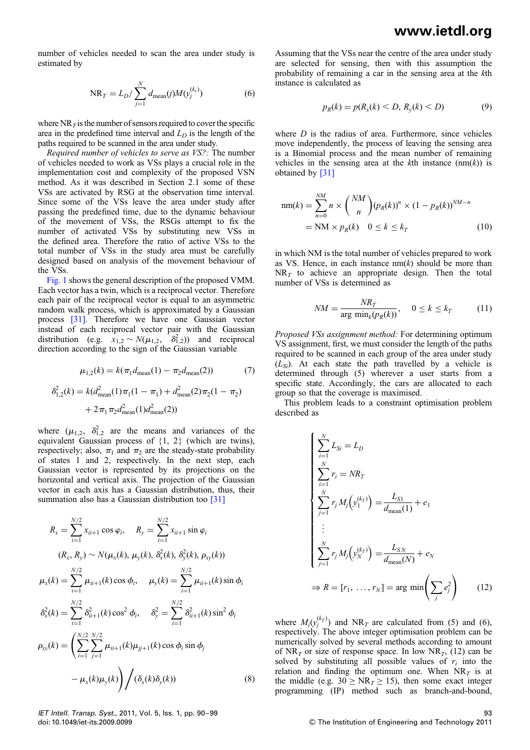number of vehicles needed to scan the area under study is estimated by

$$\mathrm{NR}_T = L_D / \sum_{j=1}^{N} d_{\mathrm{mean}}(j) M(y_j^{(k_T)}) \tag{6}$$

where $\mathrm{NR}_T$ is the number of sensors required to cover the specific area in the predefined time interval and $L_D$ is the length of the paths required to be scanned in the area under study.

*Required number of vehicles to serve as VS?:* The number of vehicles needed to work as VSs plays a crucial role in the implementation cost and complexity of the proposed VSN method. As it was described in Section 2.1 some of these VSs are activated by RSG at the observation time interval. Since some of the VSs leave the area under study after passing the predefined time, due to the dynamic behaviour of the movement of VSs, the RSGs attempt to fix the number of activated VSs by substituting new VSs in the defined area. Therefore the ratio of active VSs to the total number of VSs in the study area must be carefully designed based on analysis of the movement behaviour of the VSs.

Fig. 1 shows the general description of the proposed VMM. Each vector has a twin, which is a reciprocal vector. Therefore each pair of the reciprocal vector is equal to an asymmetric random walk process, which is approximated by a Gaussian process [31]. Therefore we have one Gaussian vector instead of each reciprocal vector pair with the Gaussian distribution (e.g. $x_{1,2} \sim N(\mu_{1,2}, \delta_{1,2}^2)$) and reciprocal direction according to the sign of the Gaussian variable

$$\mu_{1,2}(k) = k(\pi_1 d_{\mathrm{mean}}(1) - \pi_2 d_{\mathrm{mean}}(2)) \tag{7}$$

$$\delta_{1,2}^2(k) = k(d_{\mathrm{mean}}^2(1)\pi_1(1-\pi_1) + d_{\mathrm{mean}}^2(2)\pi_2(1-\pi_2) + 2\pi_1\pi_2 d_{\mathrm{mean}}^2(1) d_{\mathrm{mean}}^2(2))$$

where ($\mu_{1,2}$, $\delta_{1,2}^2$ are the means and variances of the equivalent Gaussian process of {1, 2} (which are twins), respectively; also, $\pi_1$ and $\pi_2$ are the steady-state probability of states 1 and 2, respectively. In the next step, each Gaussian vector is represented by its projections on the horizontal and vertical axis. The projection of the Gaussian vector in each axis has a Gaussian distribution, thus, their summation also has a Gaussian distribution too [31]

$$R_x = \sum_{i=1}^{N/2} x_{ii+1} \cos \varphi_i, \quad R_y = \sum_{i=1}^{N/2} x_{ii+1} \sin \varphi_i$$

$$(R_x, R_y) \sim N(\mu_x(k), \mu_y(k), \delta_x^2(k), \delta_y^2(k), \rho_{xy}(k))$$

$$\mu_x(k) = \sum_{i=1}^{N/2} \mu_{ii+1}(k) \cos \phi_i, \quad \mu_y(k) = \sum_{i=1}^{N/2} \mu_{ii+1}(k) \sin \phi_i$$

$$\delta_x^2(k) = \sum_{i=1}^{N/2} \delta_{ii+1}^2(k) \cos^2 \phi_i, \quad \delta_y^2 = \sum_{i=1}^{N/2} \delta_{ii+1}^2(k) \sin^2 \phi_i$$

$$\rho_{xy}(k) = \left( \sum_{i=1}^{N/2} \sum_{j=1}^{N/2} \mu_{ii+1}(k) \mu_{jj+1}(k) \cos \phi_i \sin \phi_j - \mu_x(k)\mu_y(k) \right) \Big/ (\delta_x(k)\delta_y(k)) \tag{8}$$

Assuming that the VSs near the centre of the area under study are selected for sensing, then with this assumption the probability of remaining a car in the sensing area at the $k$th instance is calculated as

$$p_R(k) = p(R_x(k) < D, R_y(k) < D) \tag{9}$$

where $D$ is the radius of area. Furthermore, since vehicles move independently, the process of leaving the sensing area is a Binomial process and the mean number of remaining vehicles in the sensing area at the $k$th instance ($\mathrm{nm}(k)$) is obtained by [31]

$$\begin{aligned} \mathrm{nm}(k) &= \sum_{n=0}^{NM} n \times \binom{NM}{n} (p_R(k))^n \times (1 - p_R(k))^{NM-n} \\ &= \mathrm{NM} \times p_R(k) \quad 0 \le k \le k_T \end{aligned} \tag{10}$$

in which NM is the total number of vehicles prepared to work as VS. Hence, in each instance $\mathrm{nm}(k)$ should be more than $\mathrm{NR}_T$ to achieve an appropriate design. Then the total number of VSs is determined as

$$NM = \frac{NR_T}{\arg\min_k(p_R(k))}, \quad 0 \le k \le k_T \tag{11}$$

*Proposed VSs assignment method:* For determining optimum VS assignment, first, we must consider the length of the paths required to be scanned in each group of the area under study ($L_{Si}$). At each state the path travelled by a vehicle is determined through (5) wherever a user starts from a specific state. Accordingly, the cars are allocated to each group so that the coverage is maximised.

This problem leads to a constraint optimisation problem described as

$$\begin{cases} \sum_{i=1}^{N} L_{Si} = L_D \\ \sum_{i=1}^{N} r_i = NR_T \\ \sum_{j=1}^{N} r_j M_j\left(y_1^{(k_T)}\right) = \dfrac{L_{S1}}{d_{\mathrm{mean}}(1)} + e_1 \\ \vdots \\ \sum_{j=1}^{N} r_j M_j\left(y_N^{(k_T)}\right) = \dfrac{L_{SN}}{d_{\mathrm{mean}}(N)} + e_N \end{cases}$$

$$\Rightarrow R = [r_1, \ldots, r_N] = \arg\min\left(\sum_j e_j^2\right) \tag{12}$$

where $M_i(y_j^{(k_T)})$ and $\mathrm{NR}_T$ are calculated from (5) and (6), respectively. The above integer optimisation problem can be numerically solved by several methods according to amount of $\mathrm{NR}_T$ or size of response space. In low $\mathrm{NR}_T$, (12) can be solved by substituting all possible values of $r_i$ into the relation and finding the optimum one. When $\mathrm{NR}_T$ is at the middle (e.g. $30 \ge \mathrm{NR}_T \ge 15$), then some exact integer programming (IP) method such as branch-and-bound,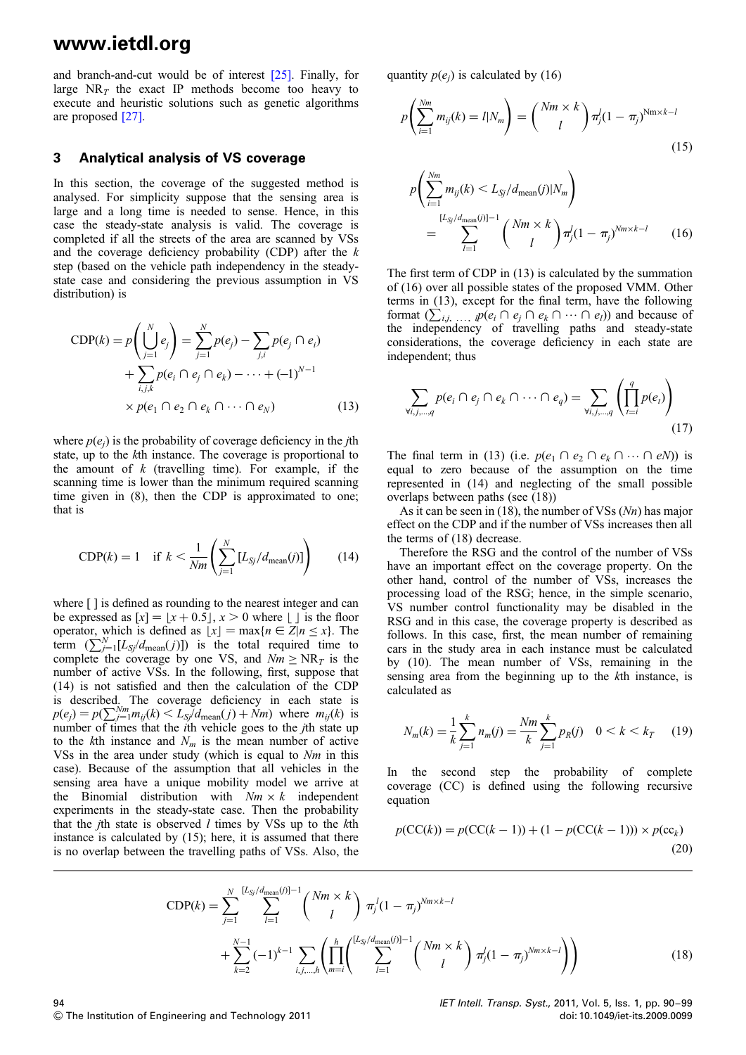and branch-and-cut would be of interest [25]. Finally, for large $NR_T$ the exact IP methods become too heavy to execute and heuristic solutions such as genetic algorithms are proposed [27].

## 3 Analytical analysis of VS coverage

In this section, the coverage of the suggested method is analysed. For simplicity suppose that the sensing area is large and a long time is needed to sense. Hence, in this case the steady-state analysis is valid. The coverage is completed if all the streets of the area are scanned by VSs and the coverage deficiency probability (CDP) after the $k$ step (based on the vehicle path independency in the steady-state case and considering the previous assumption in VS distribution) is

$$\mathrm{CDP}(k) = p\left(\bigcup_{j=1}^{N} e_j\right) = \sum_{j=1}^{N} p(e_j) - \sum_{j,i} p(e_j \cap e_i) + \sum_{i,j,k} p(e_i \cap e_j \cap e_k) - \cdots + (-1)^{N-1} \times p(e_1 \cap e_2 \cap e_k \cap \cdots \cap e_N) \quad (13)$$

where $p(e_j)$ is the probability of coverage deficiency in the $j$th state, up to the $k$th instance. The coverage is proportional to the amount of $k$ (travelling time). For example, if the scanning time is lower than the minimum required scanning time given in (8), then the CDP is approximated to one; that is

$$\mathrm{CDP}(k) = 1 \quad \text{if } k < \frac{1}{Nm}\left(\sum_{j=1}^{N} [L_{Sj}/d_{\text{mean}}(j)]\right) \quad (14)$$

where [ ] is defined as rounding to the nearest integer and can be expressed as $[x] = \lfloor x + 0.5 \rfloor$, $x > 0$ where $\lfloor\ \rfloor$ is the floor operator, which is defined as $\lfloor x \rfloor = \max\{n \in Z | n \leq x\}$. The term $(\sum_{j=1}^{N}[L_{Sj}/d_{\text{mean}}(j)])$ is the total required time to complete the coverage by one VS, and $Nm \geq \mathrm{NR}_T$ is the number of active VSs. In the following, first, suppose that (14) is not satisfied and then the calculation of the CDP is described. The coverage deficiency in each state is $p(e_j) = p(\sum_{j=1}^{Nm} m_{ij}(k) < L_{Sj}/d_{\text{mean}}(j) + Nm)$ where $m_{ij}(k)$ is number of times that the $i$th vehicle goes to the $j$th state up to the $k$th instance and $N_m$ is the mean number of active VSs in the area under study (which is equal to $Nm$ in this case). Because of the assumption that all vehicles in the sensing area have a unique mobility model we arrive at the Binomial distribution with $Nm \times k$ independent experiments in the steady-state case. Then the probability that the $j$th state is observed $l$ times by VSs up to the $k$th instance is calculated by (15); here, it is assumed that there is no overlap between the travelling paths of VSs. Also, the quantity $p(e_j)$ is calculated by (16)

$$p\left(\sum_{i=1}^{Nm} m_{ij}(k) = l | N_m\right) = \binom{Nm \times k}{l} \pi_j^l (1 - \pi_j)^{\mathrm{Nm} \times k - l} \quad (15)$$

$$p\left(\sum_{i=1}^{Nm} m_{ij}(k) < L_{Sj}/d_{\text{mean}}(j) | N_m\right) = \sum_{l=1}^{[L_{Sj}/d_{\text{mean}}(j)]-1} \binom{Nm \times k}{l} \pi_j^l (1 - \pi_j)^{Nm \times k - l} \quad (16)$$

The first term of CDP in (13) is calculated by the summation of (16) over all possible states of the proposed VMM. Other terms in (13), except for the final term, have the following format $(\sum_{i,j,\ldots,l} p(e_i \cap e_j \cap e_k \cap \cdots \cap e_l))$ and because of the independency of travelling paths and steady-state considerations, the coverage deficiency in each state are independent; thus

$$\sum_{\forall i,j,\ldots,q} p(e_i \cap e_j \cap e_k \cap \cdots \cap e_q) = \sum_{\forall i,j,\ldots,q} \left(\prod_{t=i}^{q} p(e_t)\right) \quad (17)$$

The final term in (13) (i.e. $p(e_1 \cap e_2 \cap e_k \cap \cdots \cap eN)$) is equal to zero because of the assumption on the time represented in (14) and neglecting of the small possible overlaps between paths (see (18))

$$\mathrm{CDP}(k) = \sum_{j=1}^{N} \sum_{l=1}^{[L_{Sj}/d_{\text{mean}}(j)]-1} \binom{Nm \times k}{l} \pi_j^l (1 - \pi_j)^{Nm \times k - l} + \sum_{k=2}^{N-1} (-1)^{k-1} \sum_{i,j,\ldots,h} \left(\prod_{m=i}^{h} \left(\sum_{l=1}^{[L_{Sj}/d_{\text{mean}}(j)]-1} \binom{Nm \times k}{l} \pi_j^l (1 - \pi_j)^{Nm \times k - l}\right)\right) \quad (18)$$

As it can be seen in (18), the number of VSs ($Nn$) has major effect on the CDP and if the number of VSs increases then all the terms of (18) decrease.

Therefore the RSG and the control of the number of VSs have an important effect on the coverage property. On the other hand, control of the number of VSs, increases the processing load of the RSG; hence, in the simple scenario, VS number control functionality may be disabled in the RSG and in this case, the coverage property is described as follows. In this case, first, the mean number of remaining cars in the study area in each instance must be calculated by (10). The mean number of VSs, remaining in the sensing area from the beginning up to the $k$th instance, is calculated as

$$N_m(k) = \frac{1}{k}\sum_{j=1}^{k} n_m(j) = \frac{Nm}{k}\sum_{j=1}^{k} p_R(j) \quad 0 < k < k_T \quad (19)$$

In the second step the probability of complete coverage (CC) is defined using the following recursive equation

$$p(\mathrm{CC}(k)) = p(\mathrm{CC}(k-1)) + (1 - p(\mathrm{CC}(k-1))) \times p(\mathrm{cc}_k) \quad (20)$$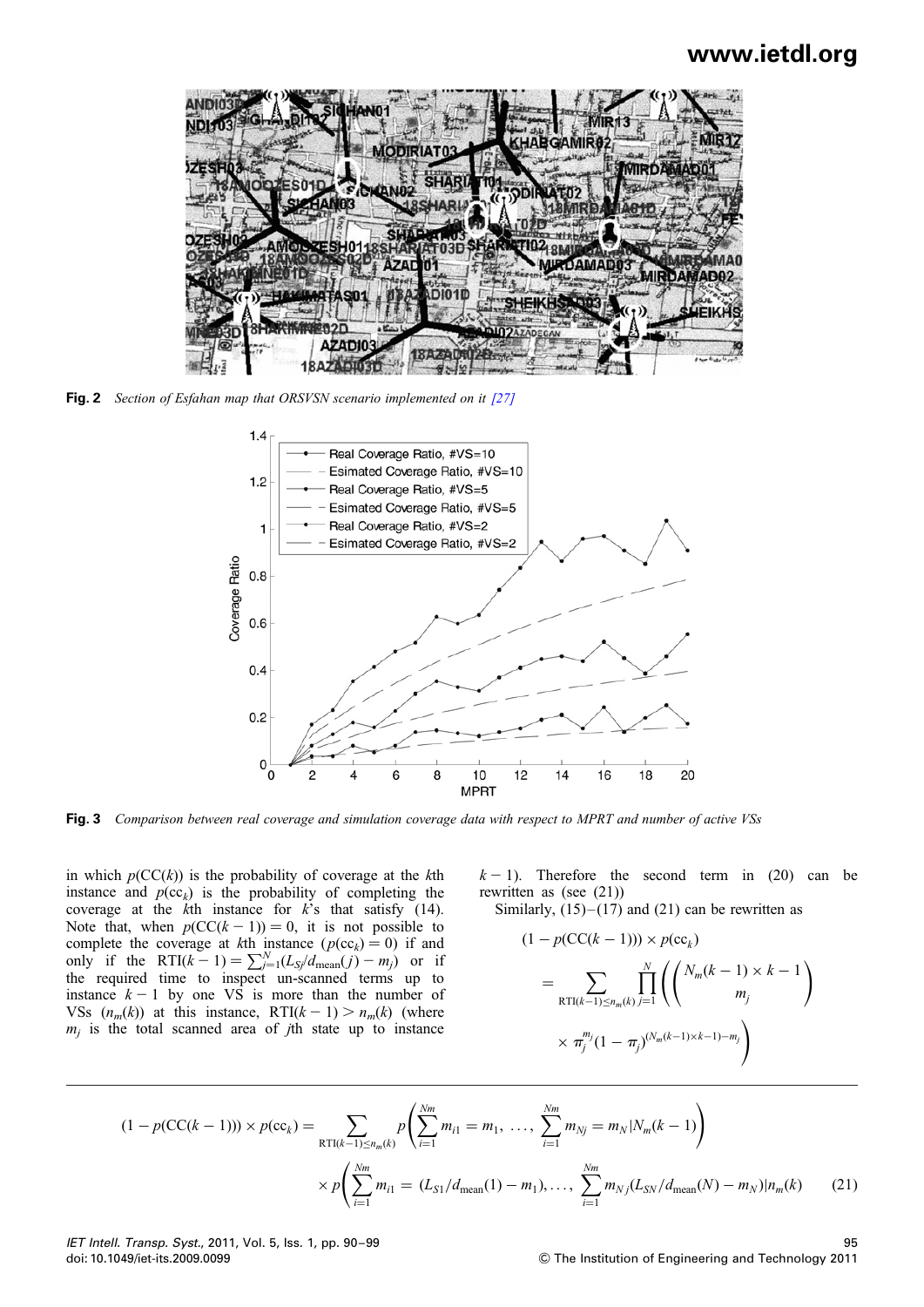**Fig. 2** *Section of Esfahan map that ORSVSN scenario implemented on it [27]*

**Fig. 3** *Comparison between real coverage and simulation coverage data with respect to MPRT and number of active VSs*

in which $p(\mathrm{CC}(k))$ is the probability of coverage at the $k$th instance and $p(\mathrm{cc}_k)$ is the probability of completing the coverage at the $k$th instance for $k$'s that satisfy (14). Note that, when $p(\mathrm{CC}(k-1)) = 0$, it is not possible to complete the coverage at $k$th instance ($p(\mathrm{cc}_k) = 0$) if and only if the $\mathrm{RTI}(k-1) = \sum_{j=1}^{N}(L_{Sj}/d_{\mathrm{mean}}(j) - m_j)$ or if the required time to inspect un-scanned terms up to instance $k-1$ by one VS is more than the number of VSs ($n_m(k)$) at this instance, $\mathrm{RTI}(k-1) > n_m(k)$ (where $m_j$ is the total scanned area of $j$th state up to instance $k-1$). Therefore the second term in (20) can be rewritten as (see (21))

Similarly, (15)–(17) and (21) can be rewritten as

$$(1 - p(\mathrm{CC}(k-1))) \times p(\mathrm{cc}_k) = \sum_{\mathrm{RTI}(k-1) \le n_m(k)} \prod_{j=1}^{N} \left( \binom{N_m(k-1) \times k - 1}{m_j} \times \pi_j^{m_j} (1 - \pi_j)^{(N_m(k-1) \times k - 1) - m_j} \right)$$

$$(1 - p(\mathrm{CC}(k-1))) \times p(\mathrm{cc}_k) = \sum_{\mathrm{RTI}(k-1) \le n_m(k)} p\left( \sum_{i=1}^{Nm} m_{i1} = m_1, \ldots, \sum_{i=1}^{Nm} m_{Nj} = m_N | N_m(k-1) \right) \times p\left( \sum_{i=1}^{Nm} m_{i1} = (L_{S1}/d_{\mathrm{mean}}(1) - m_1), \ldots, \sum_{i=1}^{Nm} m_{Nj}(L_{SN}/d_{\mathrm{mean}}(N) - m_N) | n_m(k) \right) \quad (21)$$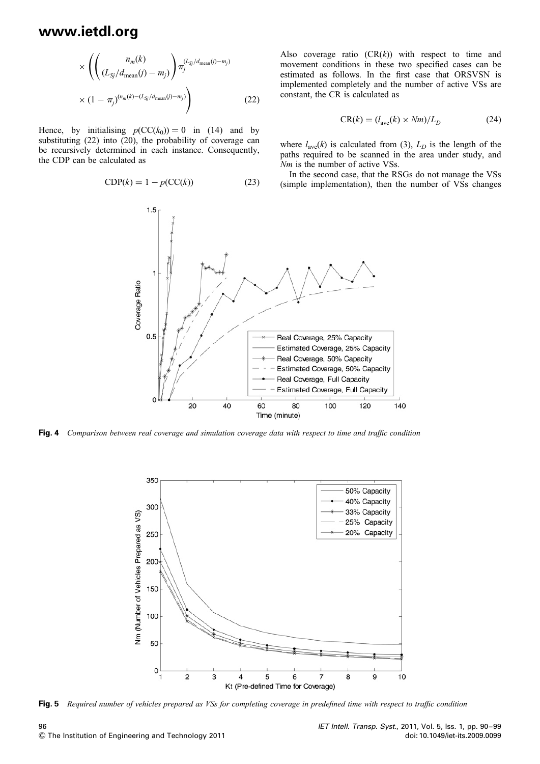$$\times \left( \binom{n_m(k)}{(L_{Sj}/d_{\text{mean}}(j) - m_j)} \pi_j^{(L_{Sj}/d_{\text{mean}}(j) - m_j)} \times (1 - \pi_j)^{(n_m(k) - (L_{Sj}/d_{\text{mean}}(j) - m_j))} \right) \tag{22}$$

Hence, by initialising $p(\text{CC}(k_0)) = 0$ in (14) and by substituting (22) into (20), the probability of coverage can be recursively determined in each instance. Consequently, the CDP can be calculated as

$$\text{CDP}(k) = 1 - p(\text{CC}(k)) \tag{23}$$

Also coverage ratio $(\text{CR}(k))$ with respect to time and movement conditions in these two specified cases can be estimated as follows. In the first case that ORSVSN is implemented completely and the number of active VSs are constant, the CR is calculated as

$$\text{CR}(k) = (l_{\text{ave}}(k) \times Nm)/L_D \tag{24}$$

where $l_{\text{ave}}(k)$ is calculated from (3), $L_D$ is the length of the paths required to be scanned in the area under study, and $Nm$ is the number of active VSs.

In the second case, that the RSGs do not manage the VSs (simple implementation), then the number of VSs changes

**Fig. 4** *Comparison between real coverage and simulation coverage data with respect to time and traffic condition*

**Fig. 5** *Required number of vehicles prepared as VSs for completing coverage in predefined time with respect to traffic condition*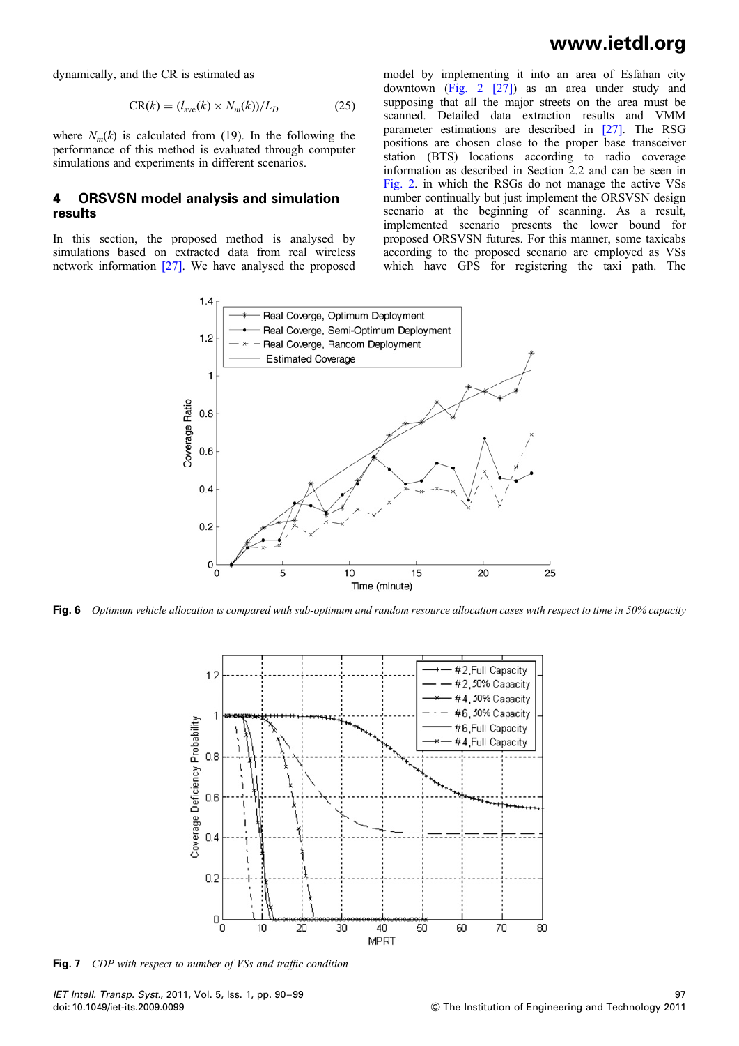dynamically, and the CR is estimated as

$$\mathrm{CR}(k) = (l_{\mathrm{ave}}(k) \times N_m(k))/L_D \tag{25}$$

where $N_m(k)$ is calculated from (19). In the following the performance of this method is evaluated through computer simulations and experiments in different scenarios.

## 4 ORSVSN model analysis and simulation results

In this section, the proposed method is analysed by simulations based on extracted data from real wireless network information [27]. We have analysed the proposed model by implementing it into an area of Esfahan city downtown (Fig. 2 [27]) as an area under study and supposing that all the major streets on the area must be scanned. Detailed data extraction results and VMM parameter estimations are described in [27]. The RSG positions are chosen close to the proper base transceiver station (BTS) locations according to radio coverage information as described in Section 2.2 and can be seen in Fig. 2. in which the RSGs do not manage the active VSs number continually but just implement the ORSVSN design scenario at the beginning of scanning. As a result, implemented scenario presents the lower bound for proposed ORSVSN futures. For this manner, some taxicabs according to the proposed scenario are employed as VSs which have GPS for registering the taxi path. The

**Fig. 6** *Optimum vehicle allocation is compared with sub-optimum and random resource allocation cases with respect to time in 50% capacity*

**Fig. 7** *CDP with respect to number of VSs and traffic condition*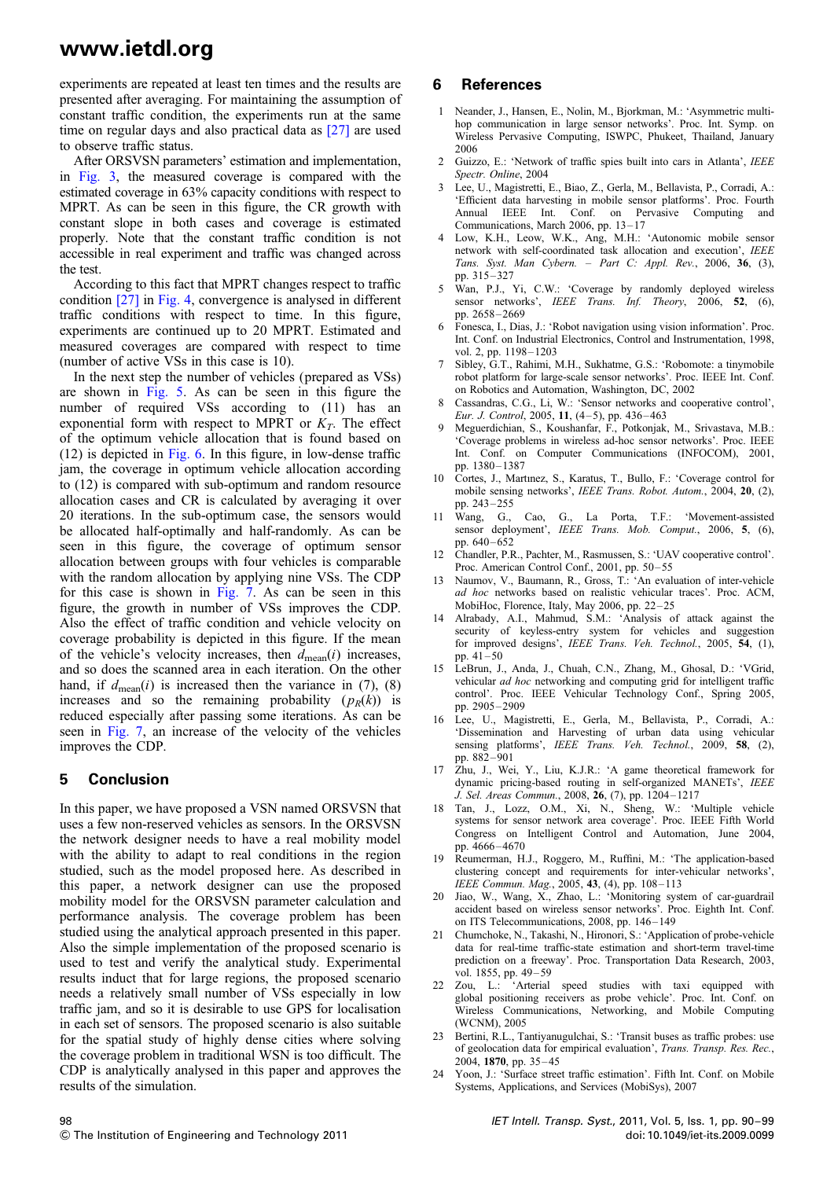experiments are repeated at least ten times and the results are presented after averaging. For maintaining the assumption of constant traffic condition, the experiments run at the same time on regular days and also practical data as [27] are used to observe traffic status.

After ORSVSN parameters' estimation and implementation, in Fig. 3, the measured coverage is compared with the estimated coverage in 63% capacity conditions with respect to MPRT. As can be seen in this figure, the CR growth with constant slope in both cases and coverage is estimated properly. Note that the constant traffic condition is not accessible in real experiment and traffic was changed across the test.

According to this fact that MPRT changes respect to traffic condition [27] in Fig. 4, convergence is analysed in different traffic conditions with respect to time. In this figure, experiments are continued up to 20 MPRT. Estimated and measured coverages are compared with respect to time (number of active VSs in this case is 10).

In the next step the number of vehicles (prepared as VSs) are shown in Fig. 5. As can be seen in this figure the number of required VSs according to (11) has an exponential form with respect to MPRT or $K_T$. The effect of the optimum vehicle allocation that is found based on (12) is depicted in Fig. 6. In this figure, in low-dense traffic jam, the coverage in optimum vehicle allocation according to (12) is compared with sub-optimum and random resource allocation cases and CR is calculated by averaging it over 20 iterations. In the sub-optimum case, the sensors would be allocated half-optimally and half-randomly. As can be seen in this figure, the coverage of optimum sensor allocation between groups with four vehicles is comparable with the random allocation by applying nine VSs. The CDP for this case is shown in Fig. 7. As can be seen in this figure, the growth in number of VSs improves the CDP. Also the effect of traffic condition and vehicle velocity on coverage probability is depicted in this figure. If the mean of the vehicle's velocity increases, then $d_{\text{mean}}(i)$ increases, and so does the scanned area in each iteration. On the other hand, if $d_{\text{mean}}(i)$ is increased then the variance in (7), (8) increases and so the remaining probability ($p_R(k)$) is reduced especially after passing some iterations. As can be seen in Fig. 7, an increase of the velocity of the vehicles improves the CDP.

## 5 Conclusion

In this paper, we have proposed a VSN named ORSVSN that uses a few non-reserved vehicles as sensors. In the ORSVSN the network designer needs to have a real mobility model with the ability to adapt to real conditions in the region studied, such as the model proposed here. As described in this paper, a network designer can use the proposed mobility model for the ORSVSN parameter calculation and performance analysis. The coverage problem has been studied using the analytical approach presented in this paper. Also the simple implementation of the proposed scenario is used to test and verify the analytical study. Experimental results induct that for large regions, the proposed scenario needs a relatively small number of VSs especially in low traffic jam, and so it is desirable to use GPS for localisation in each set of sensors. The proposed scenario is also suitable for the spatial study of highly dense cities where solving the coverage problem in traditional WSN is too difficult. The CDP is analytically analysed in this paper and approves the results of the simulation.

## 6 References

1. Neander, J., Hansen, E., Nolin, M., Bjorkman, M.: 'Asymmetric multi-hop communication in large sensor networks'. Proc. Int. Symp. on Wireless Pervasive Computing, ISWPC, Phukeet, Thailand, January 2006
2. Guizzo, E.: 'Network of traffic spies built into cars in Atlanta', *IEEE Spectr. Online*, 2004
3. Lee, U., Magistretti, E., Biao, Z., Gerla, M., Bellavista, P., Corradi, A.: 'Efficient data harvesting in mobile sensor platforms'. Proc. Fourth Annual IEEE Int. Conf. on Pervasive Computing and Communications, March 2006, pp. 13–17
4. Low, K.H., Leow, W.K., Ang, M.H.: 'Autonomic mobile sensor network with self-coordinated task allocation and execution', *IEEE Tans. Syst. Man Cybern. – Part C: Appl. Rev.*, 2006, **36**, (3), pp. 315–327
5. Wan, P.J., Yi, C.W.: 'Coverage by randomly deployed wireless sensor networks', *IEEE Trans. Inf. Theory*, 2006, **52**, (6), pp. 2658–2669
6. Fonesca, I., Dias, J.: 'Robot navigation using vision information'. Proc. Int. Conf. on Industrial Electronics, Control and Instrumentation, 1998, vol. 2, pp. 1198–1203
7. Sibley, G.T., Rahimi, M.H., Sukhatme, G.S.: 'Robomote: a tinymobile robot platform for large-scale sensor networks'. Proc. IEEE Int. Conf. on Robotics and Automation, Washington, DC, 2002
8. Cassandras, C.G., Li, W.: 'Sensor networks and cooperative control', *Eur. J. Control*, 2005, **11**, (4–5), pp. 436–463
9. Meguerdichian, S., Koushanfar, F., Potkonjak, M., Srivastava, M.B.: 'Coverage problems in wireless ad-hoc sensor networks'. Proc. IEEE Int. Conf. on Computer Communications (INFOCOM), 2001, pp. 1380–1387
10. Cortes, J., Martınez, S., Karatus, T., Bullo, F.: 'Coverage control for mobile sensing networks', *IEEE Trans. Robot. Autom.*, 2004, **20**, (2), pp. 243–255
11. Wang, G., Cao, G., La Porta, T.F.: 'Movement-assisted sensor deployment', *IEEE Trans. Mob. Comput.*, 2006, **5**, (6), pp. 640–652
12. Chandler, P.R., Pachter, M., Rasmussen, S.: 'UAV cooperative control'. Proc. American Control Conf., 2001, pp. 50–55
13. Naumov, V., Baumann, R., Gross, T.: 'An evaluation of inter-vehicle *ad hoc* networks based on realistic vehicular traces'. Proc. ACM, MobiHoc, Florence, Italy, May 2006, pp. 22–25
14. Alrabady, A.I., Mahmud, S.M.: 'Analysis of attack against the security of keyless-entry system for vehicles and suggestion for improved designs', *IEEE Trans. Veh. Technol.*, 2005, **54**, (1), pp. 41–50
15. LeBrun, J., Anda, J., Chuah, C.N., Zhang, M., Ghosal, D.: 'VGrid, vehicular *ad hoc* networking and computing grid for intelligent traffic control'. Proc. IEEE Vehicular Technology Conf., Spring 2005, pp. 2905–2909
16. Lee, U., Magistretti, E., Gerla, M., Bellavista, P., Corradi, A.: 'Dissemination and Harvesting of urban data using vehicular sensing platforms', *IEEE Trans. Veh. Technol.*, 2009, **58**, (2), pp. 882–901
17. Zhu, J., Wei, Y., Liu, K.J.R.: 'A game theoretical framework for dynamic pricing-based routing in self-organized MANETs', *IEEE J. Sel. Areas Commun.*, 2008, **26**, (7), pp. 1204–1217
18. Tan, J., Lozz, O.M., Xi, N., Sheng, W.: 'Multiple vehicle systems for sensor network area coverage'. Proc. IEEE Fifth World Congress on Intelligent Control and Automation, June 2004, pp. 4666–4670
19. Reumerman, H.J., Roggero, M., Ruffini, M.: 'The application-based clustering concept and requirements for inter-vehicular networks', *IEEE Commun. Mag.*, 2005, **43**, (4), pp. 108–113
20. Jiao, W., Wang, X., Zhao, L.: 'Monitoring system of car-guardrail accident based on wireless sensor networks'. Proc. Eighth Int. Conf. on ITS Telecommunications, 2008, pp. 146–149
21. Chumchoke, N., Takashi, N., Hironori, S.: 'Application of probe-vehicle data for real-time traffic-state estimation and short-term travel-time prediction on a freeway'. Proc. Transportation Data Research, 2003, vol. 1855, pp. 49–59
22. Zou, L.: 'Arterial speed studies with taxi equipped with global positioning receivers as probe vehicle'. Proc. Int. Conf. on Wireless Communications, Networking, and Mobile Computing (WCNM), 2005
23. Bertini, R.L., Tantiyanugulchai, S.: 'Transit buses as traffic probes: use of geolocation data for empirical evaluation', *Trans. Transp. Res. Rec.*, 2004, **1870**, pp. 35–45
24. Yoon, J.: 'Surface street traffic estimation'. Fifth Int. Conf. on Mobile Systems, Applications, and Services (MobiSys), 2007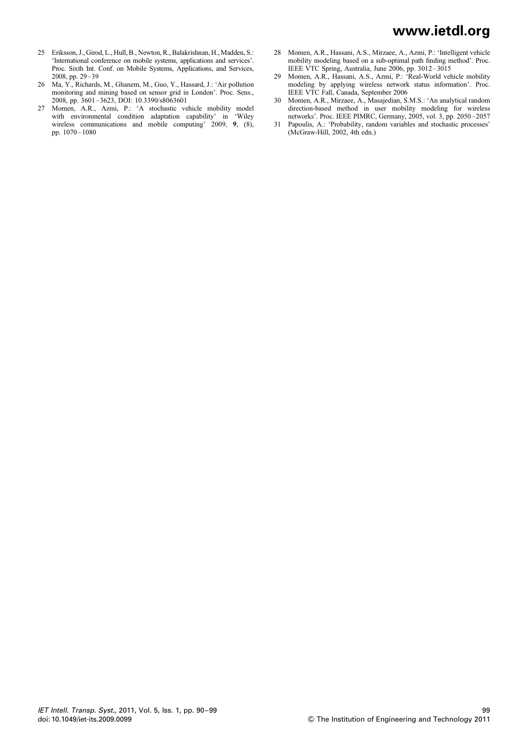25 Eriksson, J., Girod, L., Hull, B., Newton, R., Balakrishnan, H., Madden, S.: 'International conference on mobile systems, applications and services'. Proc. Sixth Int. Conf. on Mobile Systems, Applications, and Services, 2008, pp. 29–39

26 Ma, Y., Richards, M., Ghanem, M., Guo, Y., Hassard, J.: 'Air pollution monitoring and mining based on sensor grid in London'. Proc. Sens., 2008, pp. 3601–3623, DOI: 10.3390/s8063601

27 Momen, A.R., Azmi, P.: 'A stochastic vehicle mobility model with environmental condition adaptation capability' in 'Wiley wireless communications and mobile computing' 2009, **9**, (8), pp. 1070–1080

28 Momen, A.R., Hassani, A.S., Mirzaee, A., Azmi, P.: 'Intelligent vehicle mobility modeling based on a sub-optimal path finding method'. Proc. IEEE VTC Spring, Australia, June 2006, pp. 3012–3015

29 Momen, A.R., Hassani, A.S., Azmi, P.: 'Real-World vehicle mobility modeling by applying wireless network status information'. Proc. IEEE VTC Fall, Canada, September 2006

30 Momen, A.R., Mirzaee, A., Masajedian, S.M.S.: 'An analytical random direction-based method in user mobility modeling for wireless networks'. Proc. IEEE PIMRC, Germany, 2005, vol. 3, pp. 2050–2057

31 Papoulis, A.: 'Probability, random variables and stochastic processes' (McGraw-Hill, 2002, 4th edn.)